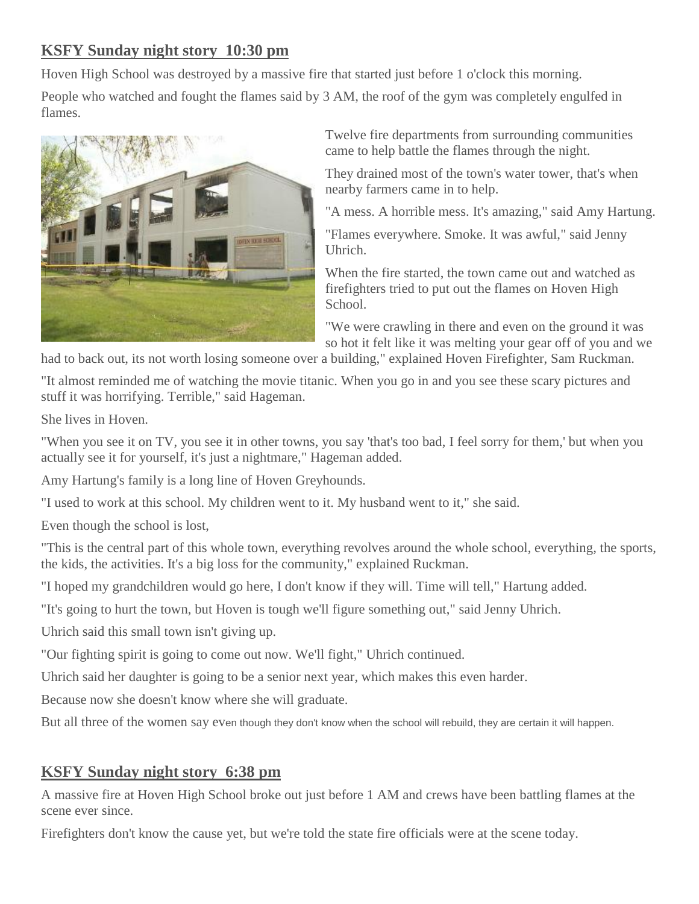## KSFY Sunday night story 10:30 pm

Hoven High School was destroyed by a massive fire that started just before 1 o'clock this morning.

People who watched and fought the flames said by 3 AM, the roof of the gym was completely engulfed in flames.

Twelve fire departments from surrounding communities came to help battle the flames through the night.

They drained most of the town's water tower, that's when nearby farmers came in to help.

"A mess. A horrible mess. It's amazing," said Amy Hartung.

"Flames everywhere. Smoke. It was awful," said Jenny Uhrich.

When the fire started, the town came out and watched as firefighters tried to put out the flames on Hoven High School.

"We were crawling in there and even on the ground it was so hot it felt like it was melting your gear off of you and we had to back out, its not worth losing someone over a building," explained Hoven Firefighter, Sam Ruckman.

"It almost reminded me of watching the movie titanic. When you go in and you see these scary pictures and stuff it was horrifying. Terrible," said Hageman.

She lives in Hoven.

"When you see it on TV, you see it in other towns, you say 'that's too bad, I feel sorry for them,' but when you actually see it for yourself, it's just a nightmare," Hageman added.

Amy Hartung's family is a long line of Hoven Greyhounds.

"I used to work at this school. My children went to it. My husband went to it," she said.

Even though the school is lost,

"This is the central part of this whole town, everything revolves around the whole school, everything, the sports, the kids, the activities. It's a big loss for the community," explained Ruckman.

"I hoped my grandchildren would go here, I don't know if they will. Time will tell," Hartung added.

"It's going to hurt the town, but Hoven is tough we'll figure something out," said Jenny Uhrich.

Uhrich said this small town isn't giving up.

"Our fighting spirit is going to come out now. We'll fight," Uhrich continued.

Uhrich said her daughter is going to be a senior next year, which makes this even harder.

Because now she doesn't know where she will graduate.

But all three of the women say even though they don't know when the school will rebuild, they are certain it will happen.

## KSFY Sunday night story 6:38 pm

A massive fire at Hoven High School broke out just before 1 AM and crews have been battling flames at the scene ever since.

Firefighters don't know the cause yet, but we're told the state fire officials were at the scene today.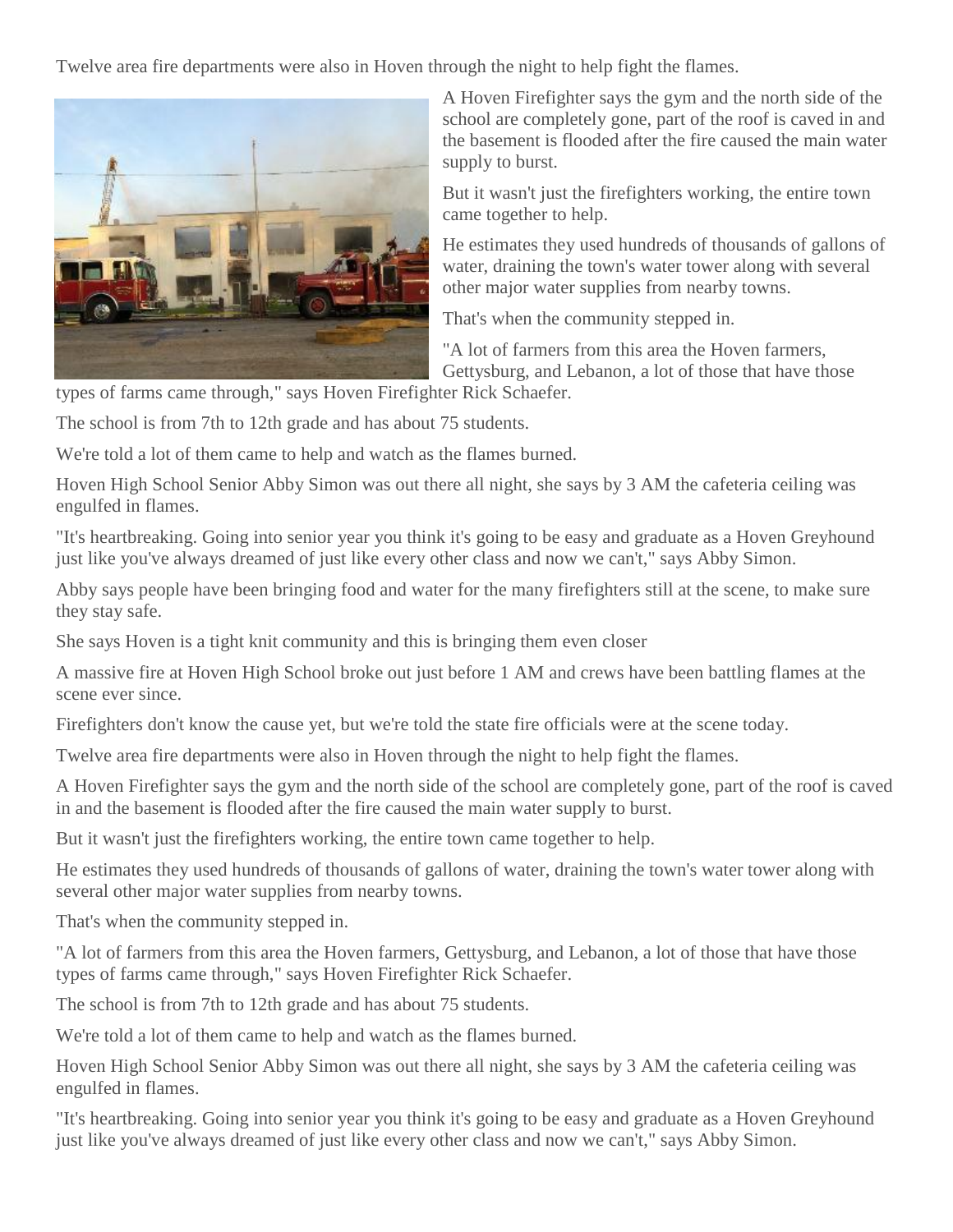Twelve area fire departments were also in Hoven through the night to help fight the flames.

A Hoven Firefighter says the gym and the north side of the school are completely gone, part of the roof is caved in and the basement is flooded after the fire caused the main water supply to burst.

But it wasn't just the firefighters working, the entire town came together to help.

He estimates they used hundreds of thousands of gallons of water, draining the town's water tower along with several other major water supplies from nearby towns.

That's when the community stepped in.

"A lot of farmers from this area the Hoven farmers, Gettysburg, and Lebanon, a lot of those that have those types of farms came through," says Hoven Firefighter Rick Schaefer.

The school is from 7th to 12th grade and has about 75 students.

We're told a lot of them came to help and watch as the flames burned.

Hoven High School Senior Abby Simon was out there all night, she says by 3 AM the cafeteria ceiling was engulfed in flames.

"It's heartbreaking. Going into senior year you think it's going to be easy and graduate as a Hoven Greyhound just like you've always dreamed of just like every other class and now we can't," says Abby Simon.

Abby says people have been bringing food and water for the many firefighters still at the scene, to make sure they stay safe.

She says Hoven is a tight knit community and this is bringing them even closer

A massive fire at Hoven High School broke out just before 1 AM and crews have been battling flames at the scene ever since.

Firefighters don't know the cause yet, but we're told the state fire officials were at the scene today.

Twelve area fire departments were also in Hoven through the night to help fight the flames.

A Hoven Firefighter says the gym and the north side of the school are completely gone, part of the roof is caved in and the basement is flooded after the fire caused the main water supply to burst.

But it wasn't just the firefighters working, the entire town came together to help.

He estimates they used hundreds of thousands of gallons of water, draining the town's water tower along with several other major water supplies from nearby towns.

That's when the community stepped in.

"A lot of farmers from this area the Hoven farmers, Gettysburg, and Lebanon, a lot of those that have those types of farms came through," says Hoven Firefighter Rick Schaefer.

The school is from 7th to 12th grade and has about 75 students.

We're told a lot of them came to help and watch as the flames burned.

Hoven High School Senior Abby Simon was out there all night, she says by 3 AM the cafeteria ceiling was engulfed in flames.

"It's heartbreaking. Going into senior year you think it's going to be easy and graduate as a Hoven Greyhound just like you've always dreamed of just like every other class and now we can't," says Abby Simon.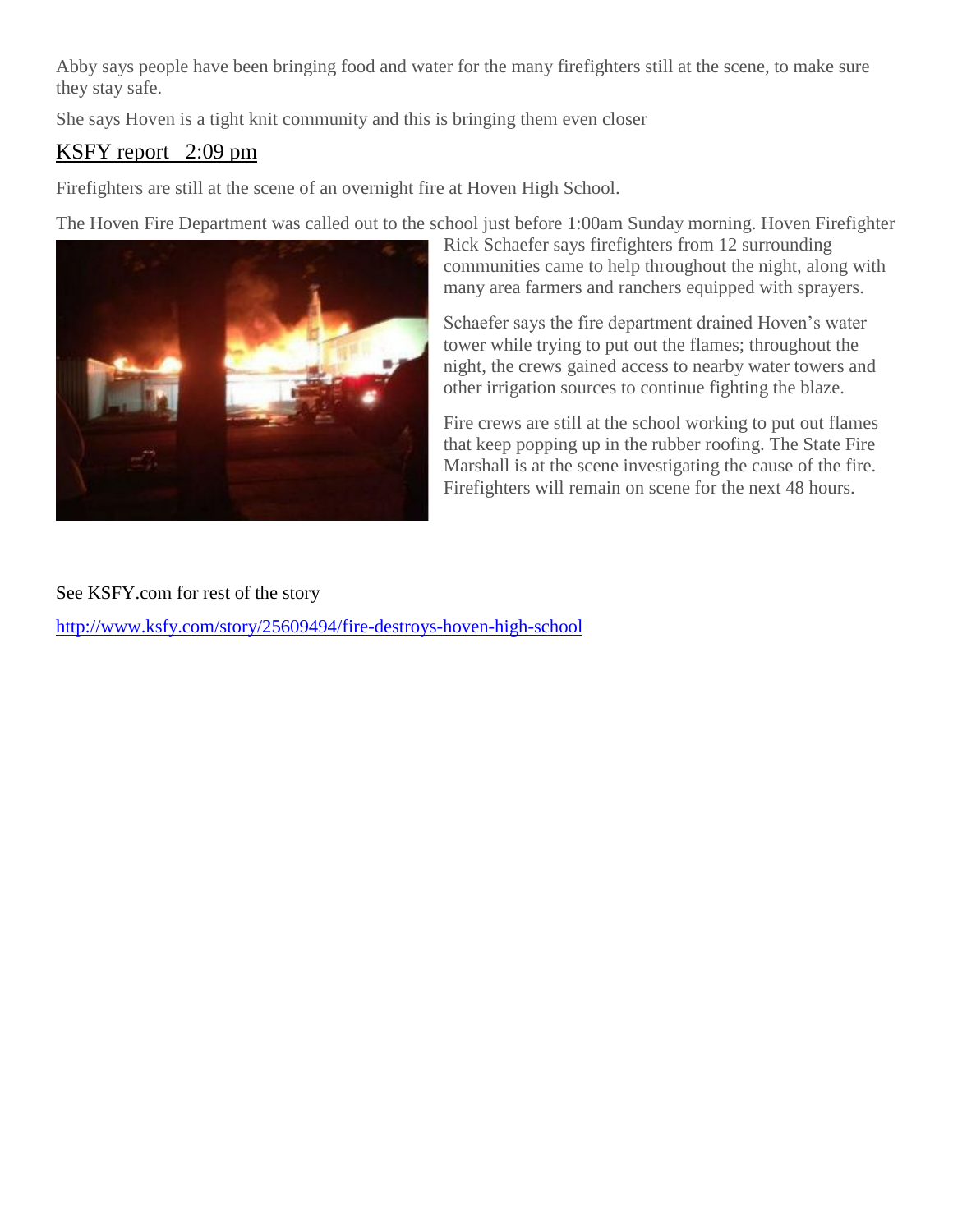Abby says people have been bringing food and water for the many firefighters still at the scene, to make sure they stay safe.

She says Hoven is a tight knit community and this is bringing them even closer

## KSFY report 2:09 pm

Firefighters are still at the scene of an overnight fire at Hoven High School.

The Hoven Fire Department was called out to the school just before 1:00am Sunday morning. Hoven Firefighter Rick Schaefer says firefighters from 12 surrounding communities came to help throughout the night, along with many area farmers and ranchers equipped with sprayers.

Schaefer says the fire department drained Hoven's water tower while trying to put out the flames; throughout the night, the crews gained access to nearby water towers and other irrigation sources to continue fighting the blaze.

Fire crews are still at the school working to put out flames that keep popping up in the rubber roofing. The State Fire Marshall is at the scene investigating the cause of the fire. Firefighters will remain on scene for the next 48 hours.

See KSFY.com for rest of the story

http://www.ksfy.com/story/25609494/fire-destroys-hoven-high-school